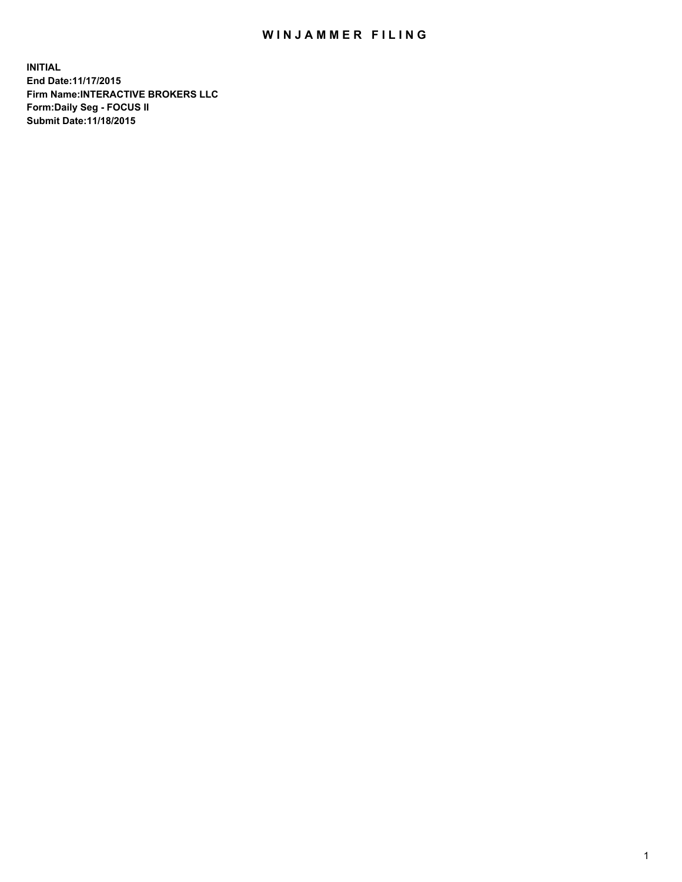# WINJAMMER FILING

**INITIAL**
**End Date:11/17/2015**
**Firm Name:INTERACTIVE BROKERS LLC**
**Form:Daily Seg - FOCUS II**
**Submit Date:11/18/2015**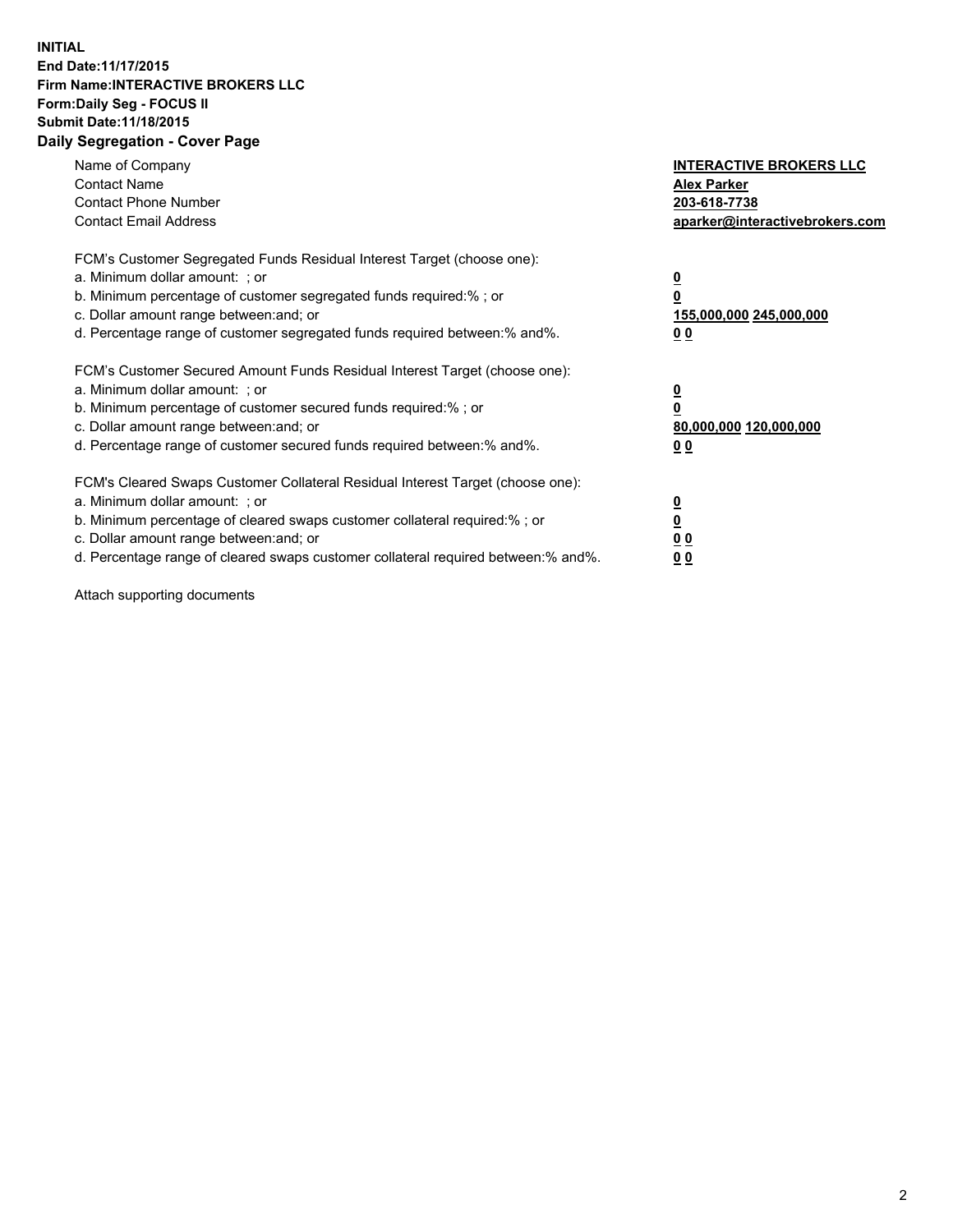**INITIAL**
**End Date:11/17/2015**
**Firm Name:INTERACTIVE BROKERS LLC**
**Form:Daily Seg - FOCUS II**
**Submit Date:11/18/2015**
**Daily Segregation - Cover Page**

| | |
|---|---|
| Name of Company | **INTERACTIVE BROKERS LLC** |
| Contact Name | **Alex Parker** |
| Contact Phone Number | **203-618-7738** |
| Contact Email Address | **aparker@interactivebrokers.com** |

FCM's Customer Segregated Funds Residual Interest Target (choose one):

| | |
|---|---|
| a. Minimum dollar amount: ; or | **0** |
| b. Minimum percentage of customer segregated funds required:% ; or | **0** |
| c. Dollar amount range between:and; or | **155,000,000 245,000,000** |
| d. Percentage range of customer segregated funds required between:% and%. | **0 0** |

FCM's Customer Secured Amount Funds Residual Interest Target (choose one):

| | |
|---|---|
| a. Minimum dollar amount: ; or | **0** |
| b. Minimum percentage of customer secured funds required:% ; or | **0** |
| c. Dollar amount range between:and; or | **80,000,000 120,000,000** |
| d. Percentage range of customer secured funds required between:% and%. | **0 0** |

FCM's Cleared Swaps Customer Collateral Residual Interest Target (choose one):

| | |
|---|---|
| a. Minimum dollar amount: ; or | **0** |
| b. Minimum percentage of cleared swaps customer collateral required:% ; or | **0** |
| c. Dollar amount range between:and; or | **0 0** |
| d. Percentage range of cleared swaps customer collateral required between:% and%. | **0 0** |

Attach supporting documents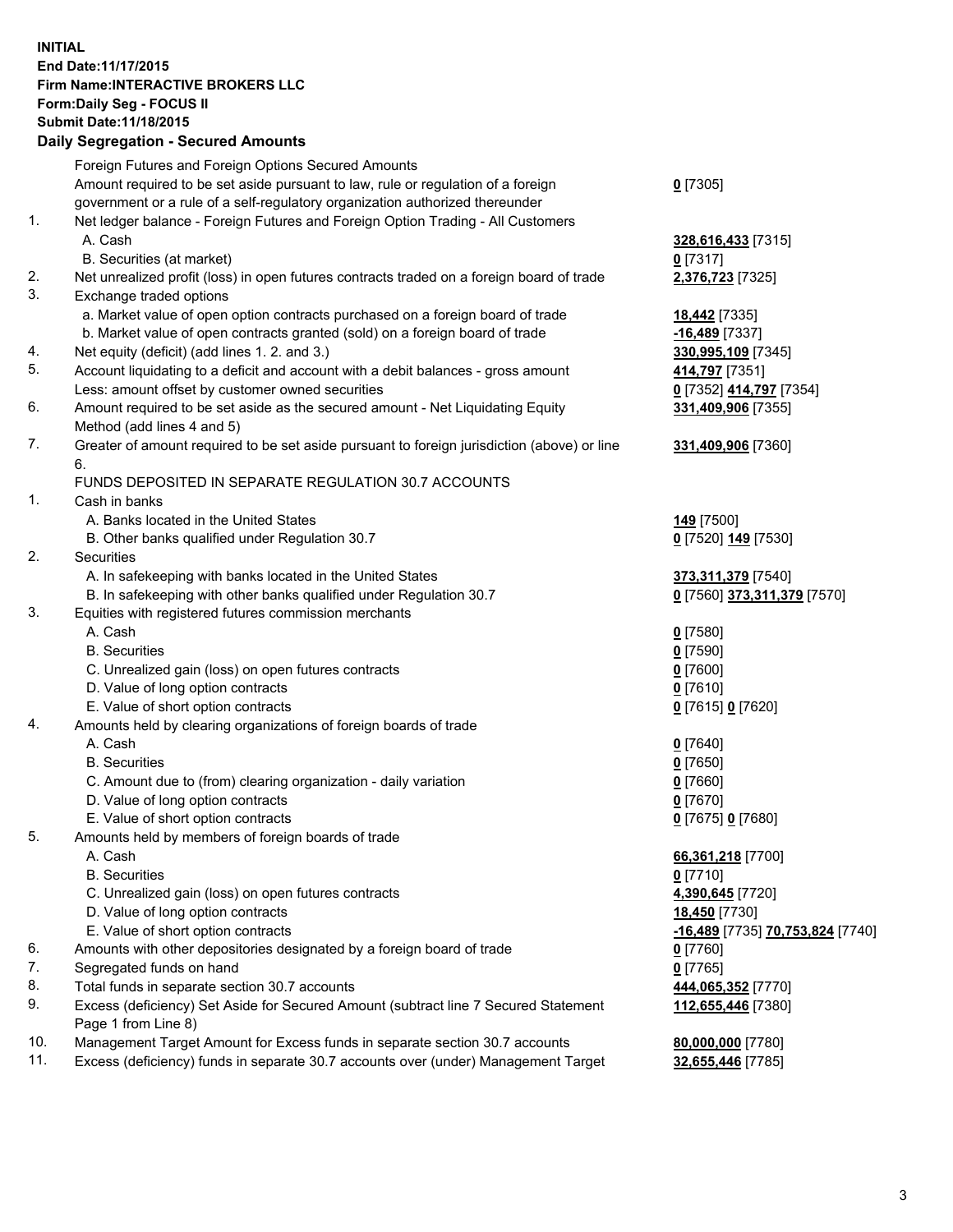**INITIAL**
**End Date:11/17/2015**
**Firm Name:INTERACTIVE BROKERS LLC**
**Form:Daily Seg - FOCUS II**
**Submit Date:11/18/2015**

## Daily Segregation - Secured Amounts

| | | |
|---|---|---|
| | Foreign Futures and Foreign Options Secured Amounts | |
| | Amount required to be set aside pursuant to law, rule or regulation of a foreign government or a rule of a self-regulatory organization authorized thereunder | **0** [7305] |
| 1. | Net ledger balance - Foreign Futures and Foreign Option Trading - All Customers | |
| | A. Cash | **328,616,433** [7315] |
| | B. Securities (at market) | **0** [7317] |
| 2. | Net unrealized profit (loss) in open futures contracts traded on a foreign board of trade | **2,376,723** [7325] |
| 3. | Exchange traded options | |
| | a. Market value of open option contracts purchased on a foreign board of trade | **18,442** [7335] |
| | b. Market value of open contracts granted (sold) on a foreign board of trade | **-16,489** [7337] |
| 4. | Net equity (deficit) (add lines 1. 2. and 3.) | **330,995,109** [7345] |
| 5. | Account liquidating to a deficit and account with a debit balances - gross amount | **414,797** [7351] |
| | Less: amount offset by customer owned securities | **0** [7352] **414,797** [7354] |
| 6. | Amount required to be set aside as the secured amount - Net Liquidating Equity Method (add lines 4 and 5) | **331,409,906** [7355] |
| 7. | Greater of amount required to be set aside pursuant to foreign jurisdiction (above) or line 6. | **331,409,906** [7360] |
| | FUNDS DEPOSITED IN SEPARATE REGULATION 30.7 ACCOUNTS | |
| 1. | Cash in banks | |
| | A. Banks located in the United States | **149** [7500] |
| | B. Other banks qualified under Regulation 30.7 | **0** [7520] **149** [7530] |
| 2. | Securities | |
| | A. In safekeeping with banks located in the United States | **373,311,379** [7540] |
| | B. In safekeeping with other banks qualified under Regulation 30.7 | **0** [7560] **373,311,379** [7570] |
| 3. | Equities with registered futures commission merchants | |
| | A. Cash | **0** [7580] |
| | B. Securities | **0** [7590] |
| | C. Unrealized gain (loss) on open futures contracts | **0** [7600] |
| | D. Value of long option contracts | **0** [7610] |
| | E. Value of short option contracts | **0** [7615] **0** [7620] |
| 4. | Amounts held by clearing organizations of foreign boards of trade | |
| | A. Cash | **0** [7640] |
| | B. Securities | **0** [7650] |
| | C. Amount due to (from) clearing organization - daily variation | **0** [7660] |
| | D. Value of long option contracts | **0** [7670] |
| | E. Value of short option contracts | **0** [7675] **0** [7680] |
| 5. | Amounts held by members of foreign boards of trade | |
| | A. Cash | **66,361,218** [7700] |
| | B. Securities | **0** [7710] |
| | C. Unrealized gain (loss) on open futures contracts | **4,390,645** [7720] |
| | D. Value of long option contracts | **18,450** [7730] |
| | E. Value of short option contracts | **-16,489** [7735] **70,753,824** [7740] |
| 6. | Amounts with other depositories designated by a foreign board of trade | **0** [7760] |
| 7. | Segregated funds on hand | **0** [7765] |
| 8. | Total funds in separate section 30.7 accounts | **444,065,352** [7770] |
| 9. | Excess (deficiency) Set Aside for Secured Amount (subtract line 7 Secured Statement Page 1 from Line 8) | **112,655,446** [7380] |
| 10. | Management Target Amount for Excess funds in separate section 30.7 accounts | **80,000,000** [7780] |
| 11. | Excess (deficiency) funds in separate 30.7 accounts over (under) Management Target | **32,655,446** [7785] |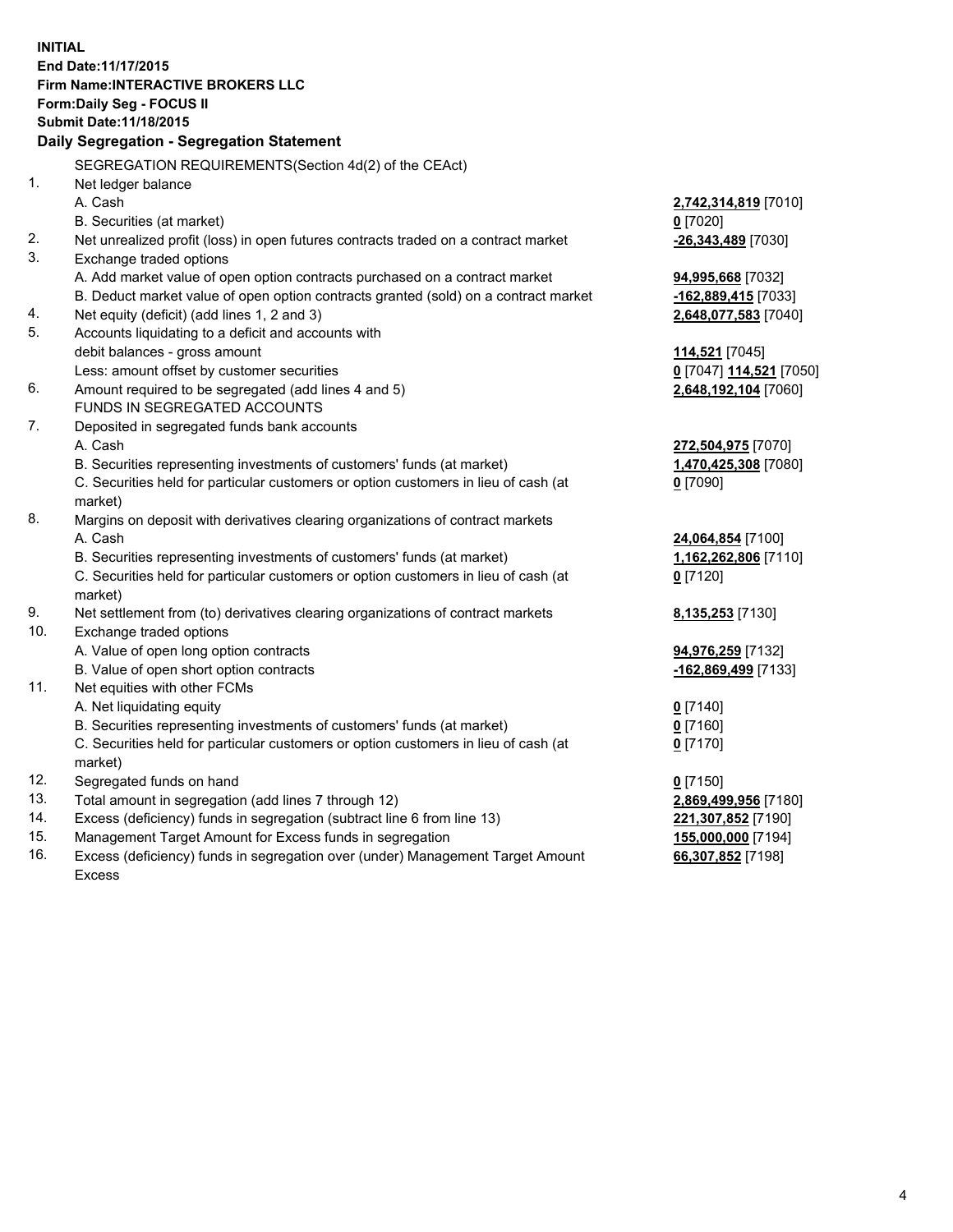**INITIAL**
**End Date:11/17/2015**
**Firm Name:INTERACTIVE BROKERS LLC**
**Form:Daily Seg - FOCUS II**
**Submit Date:11/18/2015**

## Daily Segregation - Segregation Statement

| | | |
|---|---|---|
| | SEGREGATION REQUIREMENTS(Section 4d(2) of the CEAct) | |
| 1. | Net ledger balance | |
| | A. Cash | **2,742,314,819** [7010] |
| | B. Securities (at market) | **0** [7020] |
| 2. | Net unrealized profit (loss) in open futures contracts traded on a contract market | **-26,343,489** [7030] |
| 3. | Exchange traded options | |
| | A. Add market value of open option contracts purchased on a contract market | **94,995,668** [7032] |
| | B. Deduct market value of open option contracts granted (sold) on a contract market | **-162,889,415** [7033] |
| 4. | Net equity (deficit) (add lines 1, 2 and 3) | **2,648,077,583** [7040] |
| 5. | Accounts liquidating to a deficit and accounts with | |
| | debit balances - gross amount | **114,521** [7045] |
| | Less: amount offset by customer securities | **0** [7047] **114,521** [7050] |
| 6. | Amount required to be segregated (add lines 4 and 5) | **2,648,192,104** [7060] |
| | FUNDS IN SEGREGATED ACCOUNTS | |
| 7. | Deposited in segregated funds bank accounts | |
| | A. Cash | **272,504,975** [7070] |
| | B. Securities representing investments of customers' funds (at market) | **1,470,425,308** [7080] |
| | C. Securities held for particular customers or option customers in lieu of cash (at market) | **0** [7090] |
| 8. | Margins on deposit with derivatives clearing organizations of contract markets | |
| | A. Cash | **24,064,854** [7100] |
| | B. Securities representing investments of customers' funds (at market) | **1,162,262,806** [7110] |
| | C. Securities held for particular customers or option customers in lieu of cash (at market) | **0** [7120] |
| 9. | Net settlement from (to) derivatives clearing organizations of contract markets | **8,135,253** [7130] |
| 10. | Exchange traded options | |
| | A. Value of open long option contracts | **94,976,259** [7132] |
| | B. Value of open short option contracts | **-162,869,499** [7133] |
| 11. | Net equities with other FCMs | |
| | A. Net liquidating equity | **0** [7140] |
| | B. Securities representing investments of customers' funds (at market) | **0** [7160] |
| | C. Securities held for particular customers or option customers in lieu of cash (at market) | **0** [7170] |
| 12. | Segregated funds on hand | **0** [7150] |
| 13. | Total amount in segregation (add lines 7 through 12) | **2,869,499,956** [7180] |
| 14. | Excess (deficiency) funds in segregation (subtract line 6 from line 13) | **221,307,852** [7190] |
| 15. | Management Target Amount for Excess funds in segregation | **155,000,000** [7194] |
| 16. | Excess (deficiency) funds in segregation over (under) Management Target Amount Excess | **66,307,852** [7198] |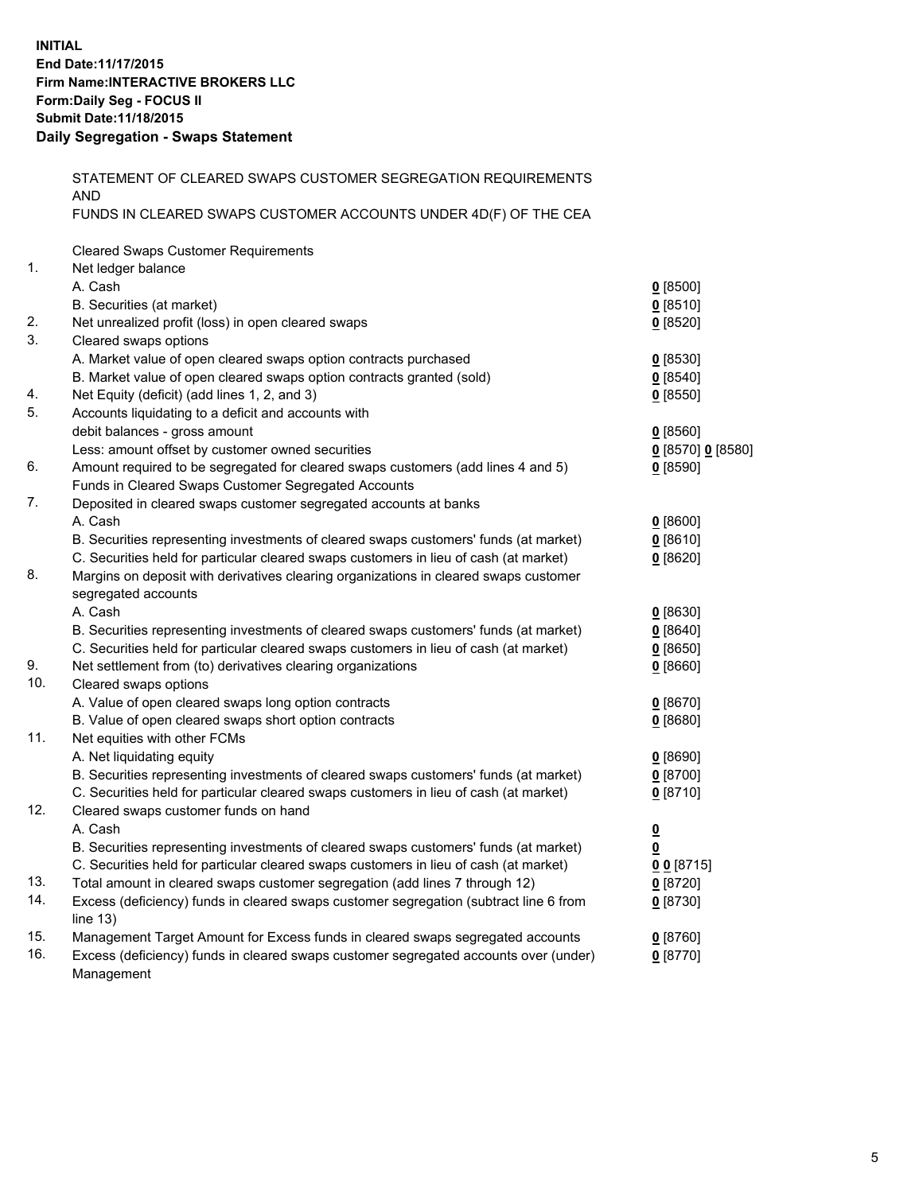**INITIAL**
**End Date:11/17/2015**
**Firm Name:INTERACTIVE BROKERS LLC**
**Form:Daily Seg - FOCUS II**
**Submit Date:11/18/2015**
**Daily Segregation - Swaps Statement**

STATEMENT OF CLEARED SWAPS CUSTOMER SEGREGATION REQUIREMENTS
AND
FUNDS IN CLEARED SWAPS CUSTOMER ACCOUNTS UNDER 4D(F) OF THE CEA

| | | |
|---|---|---|
| | Cleared Swaps Customer Requirements | |
| 1. | Net ledger balance | |
| | A. Cash | 0 [8500] |
| | B. Securities (at market) | 0 [8510] |
| 2. | Net unrealized profit (loss) in open cleared swaps | 0 [8520] |
| 3. | Cleared swaps options | |
| | A. Market value of open cleared swaps option contracts purchased | 0 [8530] |
| | B. Market value of open cleared swaps option contracts granted (sold) | 0 [8540] |
| 4. | Net Equity (deficit) (add lines 1, 2, and 3) | 0 [8550] |
| 5. | Accounts liquidating to a deficit and accounts with | |
| | debit balances - gross amount | 0 [8560] |
| | Less: amount offset by customer owned securities | 0 [8570] 0 [8580] |
| 6. | Amount required to be segregated for cleared swaps customers (add lines 4 and 5) | 0 [8590] |
| | Funds in Cleared Swaps Customer Segregated Accounts | |
| 7. | Deposited in cleared swaps customer segregated accounts at banks | |
| | A. Cash | 0 [8600] |
| | B. Securities representing investments of cleared swaps customers' funds (at market) | 0 [8610] |
| | C. Securities held for particular cleared swaps customers in lieu of cash (at market) | 0 [8620] |
| 8. | Margins on deposit with derivatives clearing organizations in cleared swaps customer segregated accounts | |
| | A. Cash | 0 [8630] |
| | B. Securities representing investments of cleared swaps customers' funds (at market) | 0 [8640] |
| | C. Securities held for particular cleared swaps customers in lieu of cash (at market) | 0 [8650] |
| 9. | Net settlement from (to) derivatives clearing organizations | 0 [8660] |
| 10. | Cleared swaps options | |
| | A. Value of open cleared swaps long option contracts | 0 [8670] |
| | B. Value of open cleared swaps short option contracts | 0 [8680] |
| 11. | Net equities with other FCMs | |
| | A. Net liquidating equity | 0 [8690] |
| | B. Securities representing investments of cleared swaps customers' funds (at market) | 0 [8700] |
| | C. Securities held for particular cleared swaps customers in lieu of cash (at market) | 0 [8710] |
| 12. | Cleared swaps customer funds on hand | |
| | A. Cash | 0 |
| | B. Securities representing investments of cleared swaps customers' funds (at market) | 0 |
| | C. Securities held for particular cleared swaps customers in lieu of cash (at market) | 0 0 [8715] |
| 13. | Total amount in cleared swaps customer segregation (add lines 7 through 12) | 0 [8720] |
| 14. | Excess (deficiency) funds in cleared swaps customer segregation (subtract line 6 from line 13) | 0 [8730] |
| 15. | Management Target Amount for Excess funds in cleared swaps segregated accounts | 0 [8760] |
| 16. | Excess (deficiency) funds in cleared swaps customer segregated accounts over (under) Management | 0 [8770] |